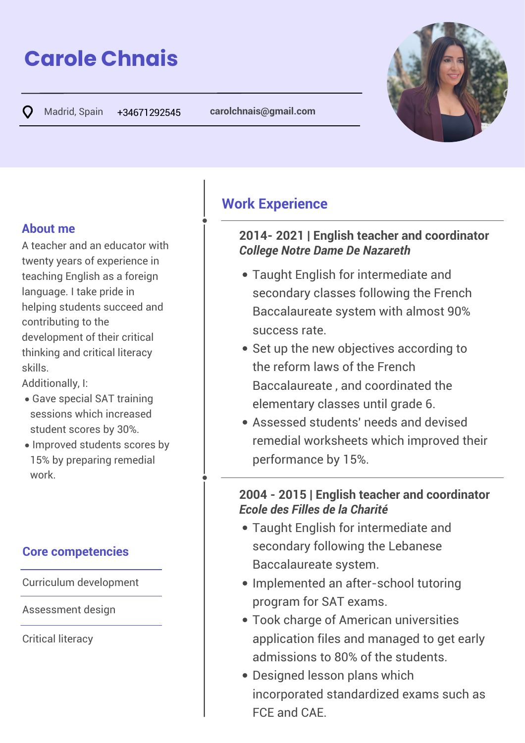# Carole Chnais

Madrid, Spain +34671292545 carolchnais@gmail.com

## About me

A teacher and an educator with twenty years of experience in teaching English as a foreign language. I take pride in helping students succeed and contributing to the development of their critical thinking and critical literacy skills.

Additionally, I:

- Gave special SAT training sessions which increased student scores by 30%.
- Improved students scores by 15% by preparing remedial work.

## Core competencies

Curriculum development

Assessment design

Critical literacy

## Work Experience

### 2014- 2021 | English teacher and coordinator

***College Notre Dame De Nazareth***

- Taught English for intermediate and secondary classes following the French Baccalaureate system with almost 90% success rate.
- Set up the new objectives according to the reform laws of the French Baccalaureate , and coordinated the elementary classes until grade 6.
- Assessed students' needs and devised remedial worksheets which improved their performance by 15%.

### 2004 - 2015 | English teacher and coordinator

***Ecole des Filles de la Charité***

- Taught English for intermediate and secondary following the Lebanese Baccalaureate system.
- Implemented an after-school tutoring program for SAT exams.
- Took charge of American universities application files and managed to get early admissions to 80% of the students.
- Designed lesson plans which incorporated standardized exams such as FCE and CAE.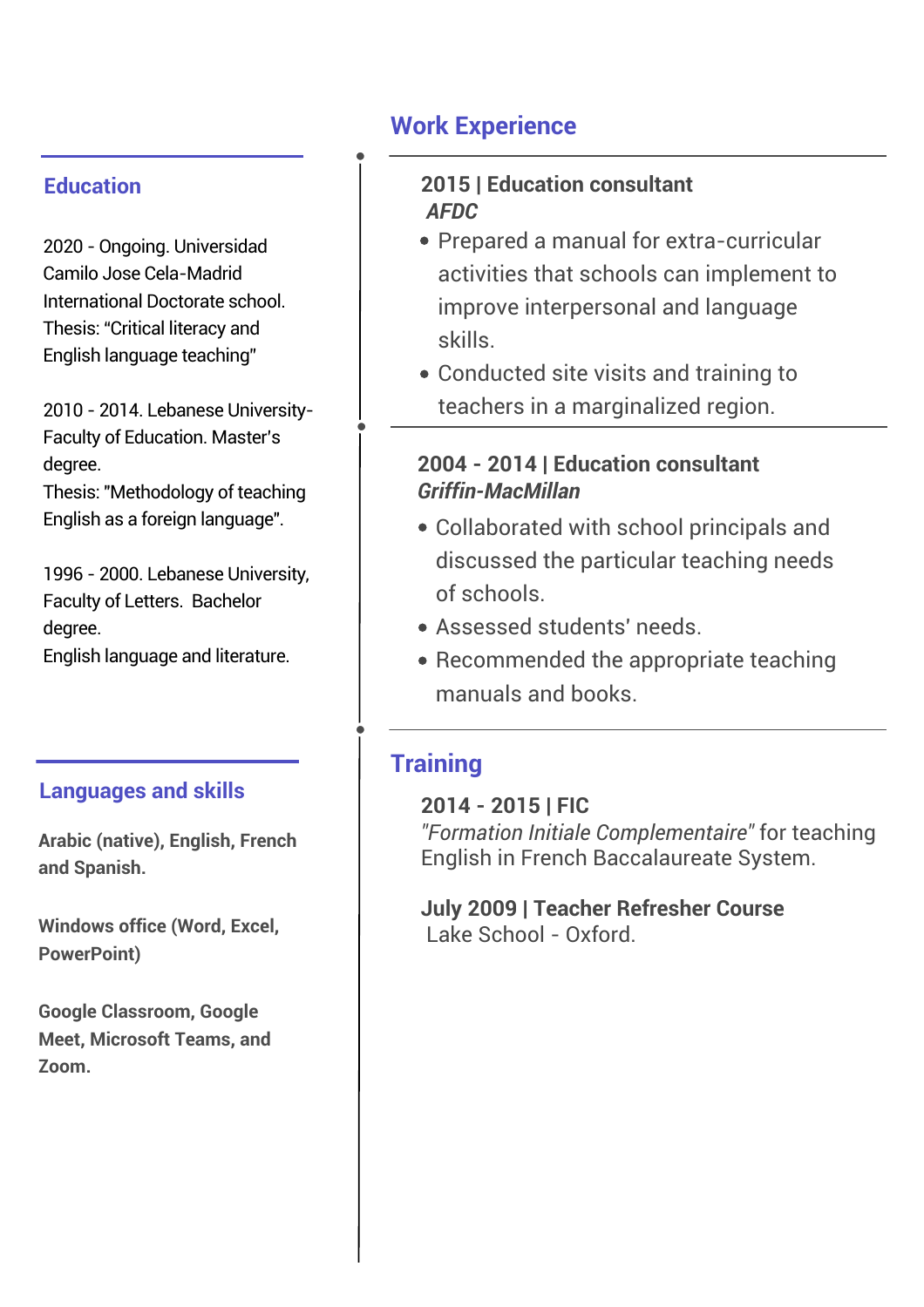## Education

2020 - Ongoing. Universidad Camilo Jose Cela-Madrid International Doctorate school. Thesis: "Critical literacy and English language teaching"

2010 - 2014. Lebanese University- Faculty of Education. Master's degree.
Thesis: "Methodology of teaching English as a foreign language".

1996 - 2000. Lebanese University, Faculty of Letters. Bachelor degree.
English language and literature.

## Languages and skills

**Arabic (native), English, French and Spanish.**

**Windows office (Word, Excel, PowerPoint)**

**Google Classroom, Google Meet, Microsoft Teams, and Zoom.**

## Work Experience

**2015 | Education consultant**
***AFDC***

- Prepared a manual for extra-curricular activities that schools can implement to improve interpersonal and language skills.
- Conducted site visits and training to teachers in a marginalized region.

**2004 - 2014 | Education consultant**
***Griffin-MacMillan***

- Collaborated with school principals and discussed the particular teaching needs of schools.
- Assessed students' needs.
- Recommended the appropriate teaching manuals and books.

## Training

**2014 - 2015 | FIC**
*"Formation Initiale Complementaire"* for teaching English in French Baccalaureate System.

**July 2009 | Teacher Refresher Course**
Lake School - Oxford.